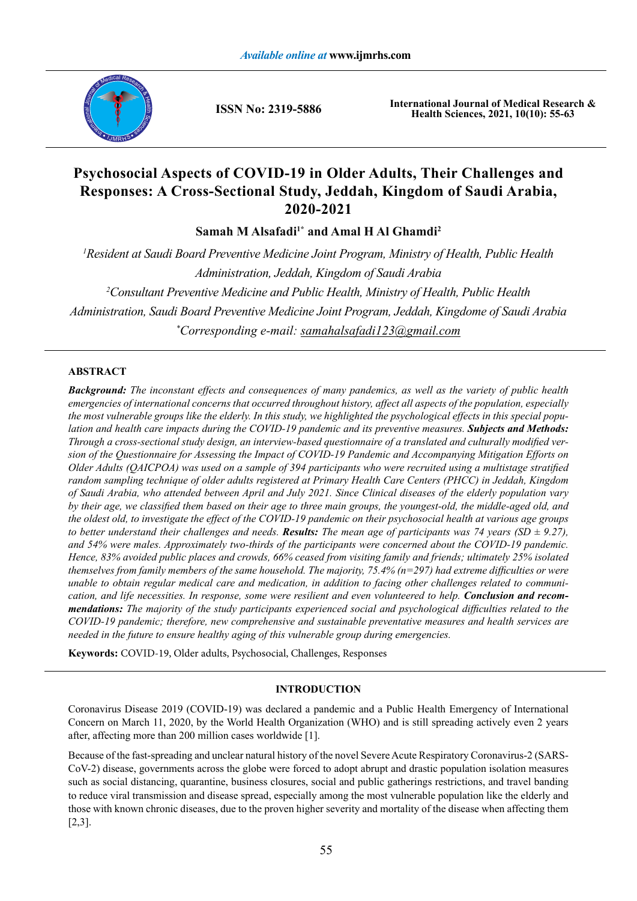# Psychosocial Aspects of COVID-19 in Older Adults, Their Challenges and Responses: A Cross-Sectional Study, Jeddah, Kingdom of Saudi Arabia, 2020-2021

**Samah M Alsafadi[1*] and Amal H Al Ghamdi[2]**

*[1]Resident at Saudi Board Preventive Medicine Joint Program, Ministry of Health, Public Health Administration, Jeddah, Kingdom of Saudi Arabia*

*[2]Consultant Preventive Medicine and Public Health, Ministry of Health, Public Health Administration, Saudi Board Preventive Medicine Joint Program, Jeddah, Kingdome of Saudi Arabia*

*[*]Corresponding e-mail: samahalsafadi123@gmail.com*

## ABSTRACT

***Background:*** *The inconstant effects and consequences of many pandemics, as well as the variety of public health emergencies of international concerns that occurred throughout history, affect all aspects of the population, especially the most vulnerable groups like the elderly. In this study, we highlighted the psychological effects in this special population and health care impacts during the COVID-19 pandemic and its preventive measures.* ***Subjects and Methods:*** *Through a cross-sectional study design, an interview-based questionnaire of a translated and culturally modified version of the Questionnaire for Assessing the Impact of COVID-19 Pandemic and Accompanying Mitigation Efforts on Older Adults (QAICPOA) was used on a sample of 394 participants who were recruited using a multistage stratified random sampling technique of older adults registered at Primary Health Care Centers (PHCC) in Jeddah, Kingdom of Saudi Arabia, who attended between April and July 2021. Since Clinical diseases of the elderly population vary by their age, we classified them based on their age to three main groups, the youngest-old, the middle-aged old, and the oldest old, to investigate the effect of the COVID-19 pandemic on their psychosocial health at various age groups to better understand their challenges and needs.* ***Results:*** *The mean age of participants was 74 years (SD ± 9.27), and 54% were males. Approximately two-thirds of the participants were concerned about the COVID-19 pandemic. Hence, 83% avoided public places and crowds, 66% ceased from visiting family and friends; ultimately 25% isolated themselves from family members of the same household. The majority, 75.4% (n=297) had extreme difficulties or were unable to obtain regular medical care and medication, in addition to facing other challenges related to communication, and life necessities. In response, some were resilient and even volunteered to help.* ***Conclusion and recommendations:*** *The majority of the study participants experienced social and psychological difficulties related to the COVID-19 pandemic; therefore, new comprehensive and sustainable preventative measures and health services are needed in the future to ensure healthy aging of this vulnerable group during emergencies.*

**Keywords:** COVID-19, Older adults, Psychosocial, Challenges, Responses

## INTRODUCTION

Coronavirus Disease 2019 (COVID-19) was declared a pandemic and a Public Health Emergency of International Concern on March 11, 2020, by the World Health Organization (WHO) and is still spreading actively even 2 years after, affecting more than 200 million cases worldwide [1].

Because of the fast-spreading and unclear natural history of the novel Severe Acute Respiratory Coronavirus-2 (SARS-CoV-2) disease, governments across the globe were forced to adopt abrupt and drastic population isolation measures such as social distancing, quarantine, business closures, social and public gatherings restrictions, and travel banding to reduce viral transmission and disease spread, especially among the most vulnerable population like the elderly and those with known chronic diseases, due to the proven higher severity and mortality of the disease when affecting them [2,3].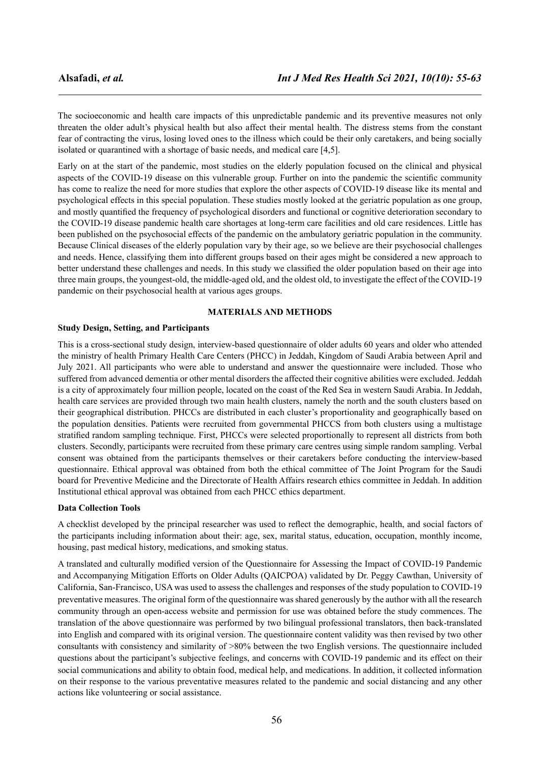The socioeconomic and health care impacts of this unpredictable pandemic and its preventive measures not only threaten the older adult's physical health but also affect their mental health. The distress stems from the constant fear of contracting the virus, losing loved ones to the illness which could be their only caretakers, and being socially isolated or quarantined with a shortage of basic needs, and medical care [4,5].

Early on at the start of the pandemic, most studies on the elderly population focused on the clinical and physical aspects of the COVID-19 disease on this vulnerable group. Further on into the pandemic the scientific community has come to realize the need for more studies that explore the other aspects of COVID-19 disease like its mental and psychological effects in this special population. These studies mostly looked at the geriatric population as one group, and mostly quantified the frequency of psychological disorders and functional or cognitive deterioration secondary to the COVID-19 disease pandemic health care shortages at long-term care facilities and old care residences. Little has been published on the psychosocial effects of the pandemic on the ambulatory geriatric population in the community. Because Clinical diseases of the elderly population vary by their age, so we believe are their psychosocial challenges and needs. Hence, classifying them into different groups based on their ages might be considered a new approach to better understand these challenges and needs. In this study we classified the older population based on their age into three main groups, the youngest-old, the middle-aged old, and the oldest old, to investigate the effect of the COVID-19 pandemic on their psychosocial health at various ages groups.

## MATERIALS AND METHODS

### Study Design, Setting, and Participants

This is a cross-sectional study design, interview-based questionnaire of older adults 60 years and older who attended the ministry of health Primary Health Care Centers (PHCC) in Jeddah, Kingdom of Saudi Arabia between April and July 2021. All participants who were able to understand and answer the questionnaire were included. Those who suffered from advanced dementia or other mental disorders the affected their cognitive abilities were excluded. Jeddah is a city of approximately four million people, located on the coast of the Red Sea in western Saudi Arabia. In Jeddah, health care services are provided through two main health clusters, namely the north and the south clusters based on their geographical distribution. PHCCs are distributed in each cluster's proportionality and geographically based on the population densities. Patients were recruited from governmental PHCCS from both clusters using a multistage stratified random sampling technique. First, PHCCs were selected proportionally to represent all districts from both clusters. Secondly, participants were recruited from these primary care centres using simple random sampling. Verbal consent was obtained from the participants themselves or their caretakers before conducting the interview-based questionnaire. Ethical approval was obtained from both the ethical committee of The Joint Program for the Saudi board for Preventive Medicine and the Directorate of Health Affairs research ethics committee in Jeddah. In addition Institutional ethical approval was obtained from each PHCC ethics department.

### Data Collection Tools

A checklist developed by the principal researcher was used to reflect the demographic, health, and social factors of the participants including information about their: age, sex, marital status, education, occupation, monthly income, housing, past medical history, medications, and smoking status.

A translated and culturally modified version of the Questionnaire for Assessing the Impact of COVID-19 Pandemic and Accompanying Mitigation Efforts on Older Adults (QAICPOA) validated by Dr. Peggy Cawthan, University of California, San-Francisco, USA was used to assess the challenges and responses of the study population to COVID-19 preventative measures. The original form of the questionnaire was shared generously by the author with all the research community through an open-access website and permission for use was obtained before the study commences. The translation of the above questionnaire was performed by two bilingual professional translators, then back-translated into English and compared with its original version. The questionnaire content validity was then revised by two other consultants with consistency and similarity of >80% between the two English versions. The questionnaire included questions about the participant's subjective feelings, and concerns with COVID-19 pandemic and its effect on their social communications and ability to obtain food, medical help, and medications. In addition, it collected information on their response to the various preventative measures related to the pandemic and social distancing and any other actions like volunteering or social assistance.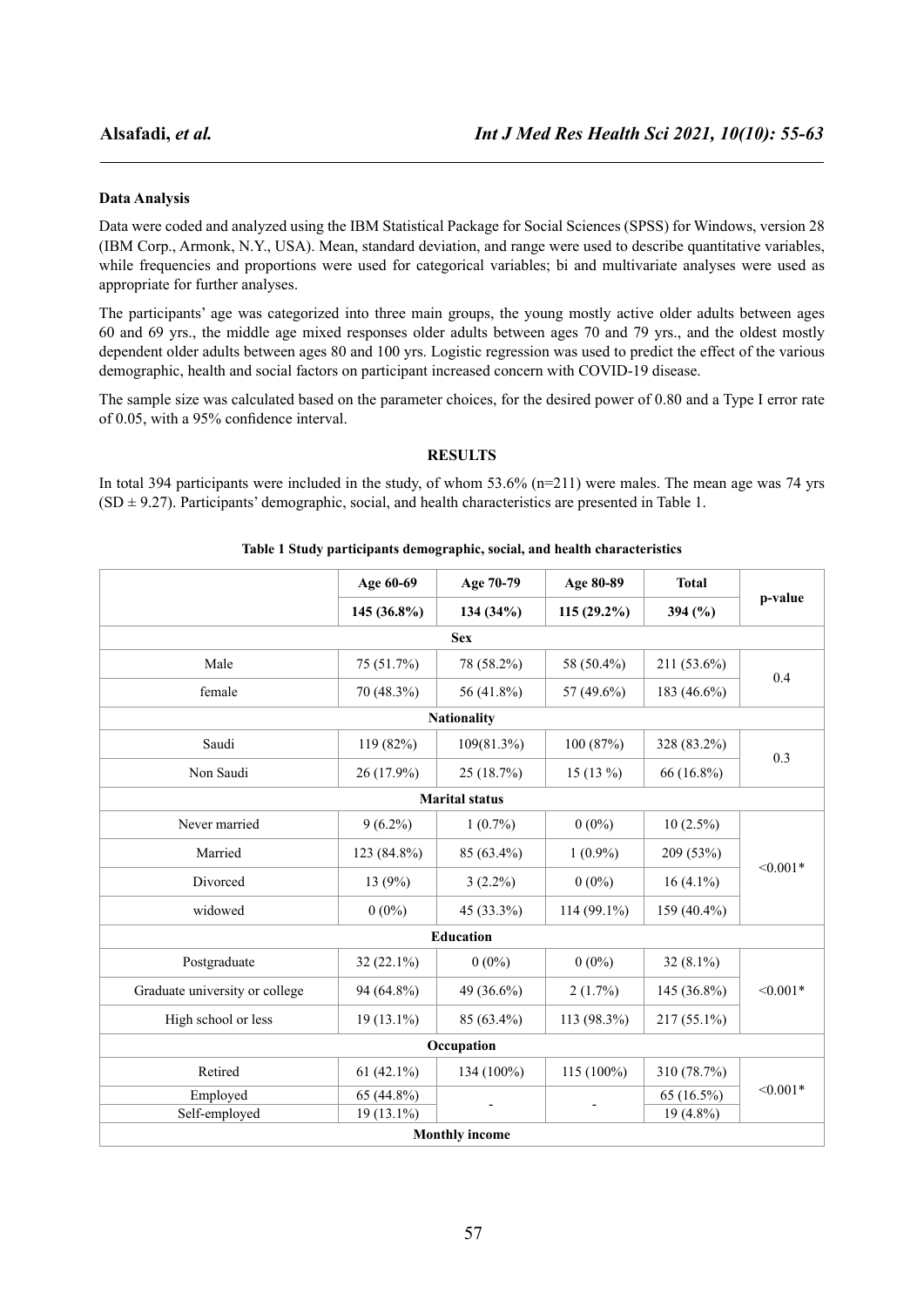### Data Analysis

Data were coded and analyzed using the IBM Statistical Package for Social Sciences (SPSS) for Windows, version 28 (IBM Corp., Armonk, N.Y., USA). Mean, standard deviation, and range were used to describe quantitative variables, while frequencies and proportions were used for categorical variables; bi and multivariate analyses were used as appropriate for further analyses.

The participants' age was categorized into three main groups, the young mostly active older adults between ages 60 and 69 yrs., the middle age mixed responses older adults between ages 70 and 79 yrs., and the oldest mostly dependent older adults between ages 80 and 100 yrs. Logistic regression was used to predict the effect of the various demographic, health and social factors on participant increased concern with COVID-19 disease.

The sample size was calculated based on the parameter choices, for the desired power of 0.80 and a Type I error rate of 0.05, with a 95% confidence interval.

## RESULTS

In total 394 participants were included in the study, of whom 53.6% (n=211) were males. The mean age was 74 yrs (SD ± 9.27). Participants' demographic, social, and health characteristics are presented in Table 1.

**Table 1 Study participants demographic, social, and health characteristics**

| | Age 60-69 | Age 70-79 | Age 80-89 | Total | p-value |
|---|---|---|---|---|---|
| | 145 (36.8%) | 134 (34%) | 115 (29.2%) | 394 (%) | |
| **Sex** | | | | | |
| Male | 75 (51.7%) | 78 (58.2%) | 58 (50.4%) | 211 (53.6%) | 0.4 |
| female | 70 (48.3%) | 56 (41.8%) | 57 (49.6%) | 183 (46.6%) | |
| **Nationality** | | | | | |
| Saudi | 119 (82%) | 109(81.3%) | 100 (87%) | 328 (83.2%) | 0.3 |
| Non Saudi | 26 (17.9%) | 25 (18.7%) | 15 (13 %) | 66 (16.8%) | |
| **Marital status** | | | | | |
| Never married | 9 (6.2%) | 1 (0.7%) | 0 (0%) | 10 (2.5%) | <0.001* |
| Married | 123 (84.8%) | 85 (63.4%) | 1 (0.9%) | 209 (53%) | |
| Divorced | 13 (9%) | 3 (2.2%) | 0 (0%) | 16 (4.1%) | |
| widowed | 0 (0%) | 45 (33.3%) | 114 (99.1%) | 159 (40.4%) | |
| **Education** | | | | | |
| Postgraduate | 32 (22.1%) | 0 (0%) | 0 (0%) | 32 (8.1%) | <0.001* |
| Graduate university or college | 94 (64.8%) | 49 (36.6%) | 2 (1.7%) | 145 (36.8%) | |
| High school or less | 19 (13.1%) | 85 (63.4%) | 113 (98.3%) | 217 (55.1%) | |
| **Occupation** | | | | | |
| Retired | 61 (42.1%) | 134 (100%) | 115 (100%) | 310 (78.7%) | <0.001* |
| Employed | 65 (44.8%) | - | - | 65 (16.5%) | |
| Self-employed | 19 (13.1%) | | | 19 (4.8%) | |
| **Monthly income** | | | | | |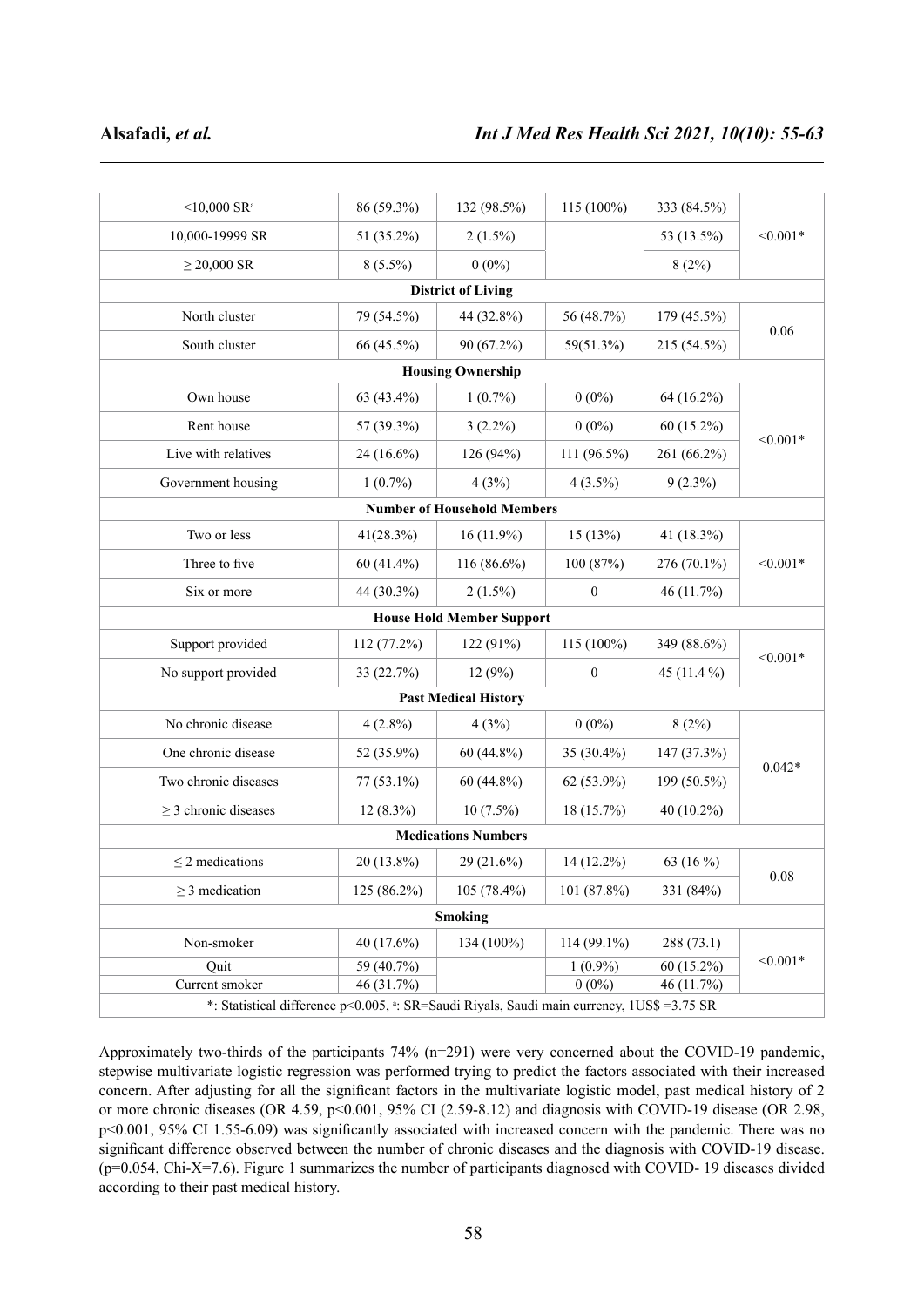| | | | | | |
|---|---|---|---|---|---|
| <10,000 SR[a] | 86 (59.3%) | 132 (98.5%) | 115 (100%) | 333 (84.5%) | <0.001* |
| 10,000-19999 SR | 51 (35.2%) | 2 (1.5%) | | 53 (13.5%) | |
| ≥ 20,000 SR | 8 (5.5%) | 0 (0%) | | 8 (2%) | |
| **District of Living** | | | | | |
| North cluster | 79 (54.5%) | 44 (32.8%) | 56 (48.7%) | 179 (45.5%) | 0.06 |
| South cluster | 66 (45.5%) | 90 (67.2%) | 59(51.3%) | 215 (54.5%) | |
| **Housing Ownership** | | | | | |
| Own house | 63 (43.4%) | 1 (0.7%) | 0 (0%) | 64 (16.2%) | <0.001* |
| Rent house | 57 (39.3%) | 3 (2.2%) | 0 (0%) | 60 (15.2%) | |
| Live with relatives | 24 (16.6%) | 126 (94%) | 111 (96.5%) | 261 (66.2%) | |
| Government housing | 1 (0.7%) | 4 (3%) | 4 (3.5%) | 9 (2.3%) | |
| **Number of Household Members** | | | | | |
| Two or less | 41(28.3%) | 16 (11.9%) | 15 (13%) | 41 (18.3%) | <0.001* |
| Three to five | 60 (41.4%) | 116 (86.6%) | 100 (87%) | 276 (70.1%) | |
| Six or more | 44 (30.3%) | 2 (1.5%) | 0 | 46 (11.7%) | |
| **House Hold Member Support** | | | | | |
| Support provided | 112 (77.2%) | 122 (91%) | 115 (100%) | 349 (88.6%) | <0.001* |
| No support provided | 33 (22.7%) | 12 (9%) | 0 | 45 (11.4 %) | |
| **Past Medical History** | | | | | |
| No chronic disease | 4 (2.8%) | 4 (3%) | 0 (0%) | 8 (2%) | 0.042* |
| One chronic disease | 52 (35.9%) | 60 (44.8%) | 35 (30.4%) | 147 (37.3%) | |
| Two chronic diseases | 77 (53.1%) | 60 (44.8%) | 62 (53.9%) | 199 (50.5%) | |
| ≥ 3 chronic diseases | 12 (8.3%) | 10 (7.5%) | 18 (15.7%) | 40 (10.2%) | |
| **Medications Numbers** | | | | | |
| ≤ 2 medications | 20 (13.8%) | 29 (21.6%) | 14 (12.2%) | 63 (16 %) | 0.08 |
| ≥ 3 medication | 125 (86.2%) | 105 (78.4%) | 101 (87.8%) | 331 (84%) | |
| **Smoking** | | | | | |
| Non-smoker | 40 (17.6%) | 134 (100%) | 114 (99.1%) | 288 (73.1) | <0.001* |
| Quit | 59 (40.7%) | | 1 (0.9%) | 60 (15.2%) | |
| Current smoker | 46 (31.7%) | | 0 (0%) | 46 (11.7%) | |
| *: Statistical difference p<0.005, [a]: SR=Saudi Riyals, Saudi main currency, 1US$ =3.75 SR | | | | | |

Approximately two-thirds of the participants 74% (n=291) were very concerned about the COVID-19 pandemic, stepwise multivariate logistic regression was performed trying to predict the factors associated with their increased concern. After adjusting for all the significant factors in the multivariate logistic model, past medical history of 2 or more chronic diseases (OR 4.59, p<0.001, 95% CI (2.59-8.12) and diagnosis with COVID-19 disease (OR 2.98, p<0.001, 95% CI 1.55-6.09) was significantly associated with increased concern with the pandemic. There was no significant difference observed between the number of chronic diseases and the diagnosis with COVID-19 disease. (p=0.054, Chi-X=7.6). Figure 1 summarizes the number of participants diagnosed with COVID- 19 diseases divided according to their past medical history.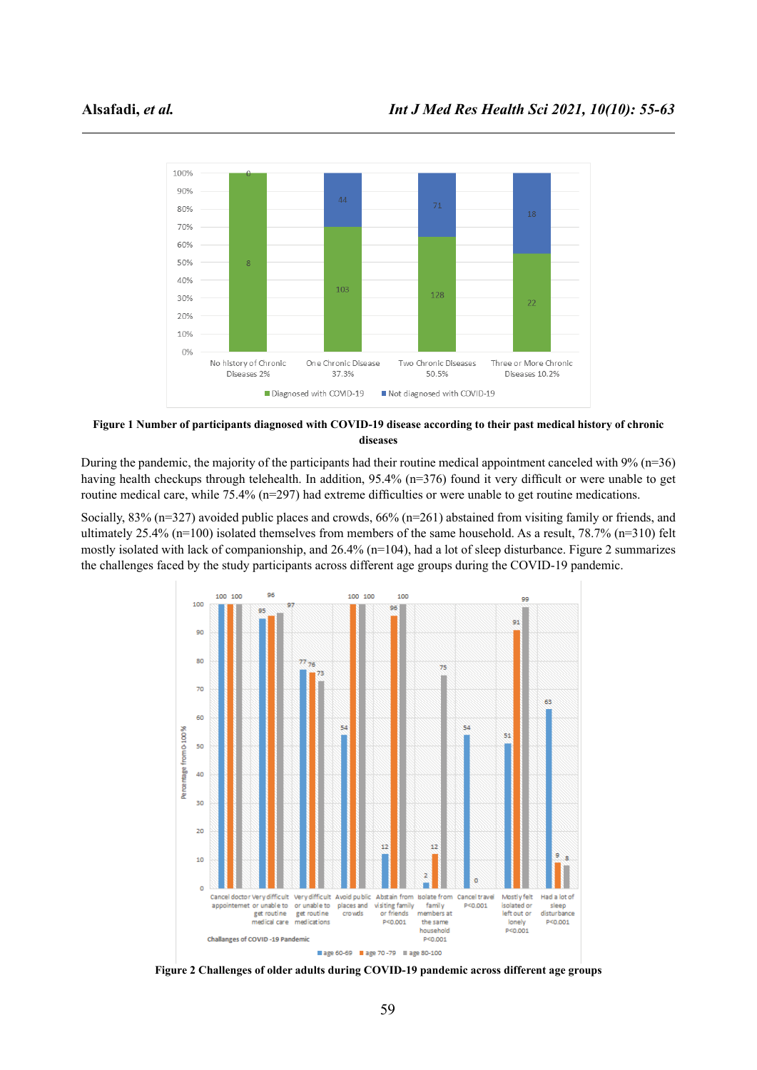Figure 1 Number of participants diagnosed with COVID-19 disease according to their past medical history of chronic diseases

During the pandemic, the majority of the participants had their routine medical appointment canceled with 9% (n=36) having health checkups through telehealth. In addition, 95.4% (n=376) found it very difficult or were unable to get routine medical care, while 75.4% (n=297) had extreme difficulties or were unable to get routine medications.

Socially, 83% (n=327) avoided public places and crowds, 66% (n=261) abstained from visiting family or friends, and ultimately 25.4% (n=100) isolated themselves from members of the same household. As a result, 78.7% (n=310) felt mostly isolated with lack of companionship, and 26.4% (n=104), had a lot of sleep disturbance. Figure 2 summarizes the challenges faced by the study participants across different age groups during the COVID-19 pandemic.

Figure 2 Challenges of older adults during COVID-19 pandemic across different age groups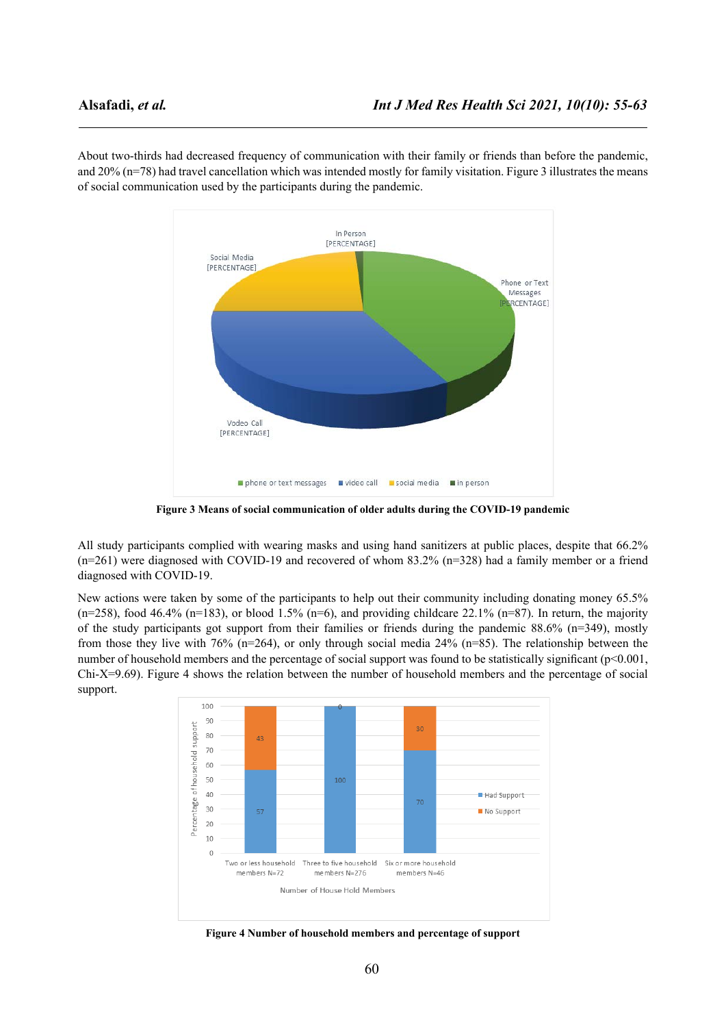About two-thirds had decreased frequency of communication with their family or friends than before the pandemic, and 20% (n=78) had travel cancellation which was intended mostly for family visitation. Figure 3 illustrates the means of social communication used by the participants during the pandemic.

**Figure 3 Means of social communication of older adults during the COVID-19 pandemic**

All study participants complied with wearing masks and using hand sanitizers at public places, despite that 66.2% (n=261) were diagnosed with COVID-19 and recovered of whom 83.2% (n=328) had a family member or a friend diagnosed with COVID-19.

New actions were taken by some of the participants to help out their community including donating money 65.5% (n=258), food 46.4% (n=183), or blood 1.5% (n=6), and providing childcare 22.1% (n=87). In return, the majority of the study participants got support from their families or friends during the pandemic 88.6% (n=349), mostly from those they live with 76% (n=264), or only through social media 24% (n=85). The relationship between the number of household members and the percentage of social support was found to be statistically significant ($p<0.001$, Chi-X=9.69). Figure 4 shows the relation between the number of household members and the percentage of social support.

**Figure 4 Number of household members and percentage of support**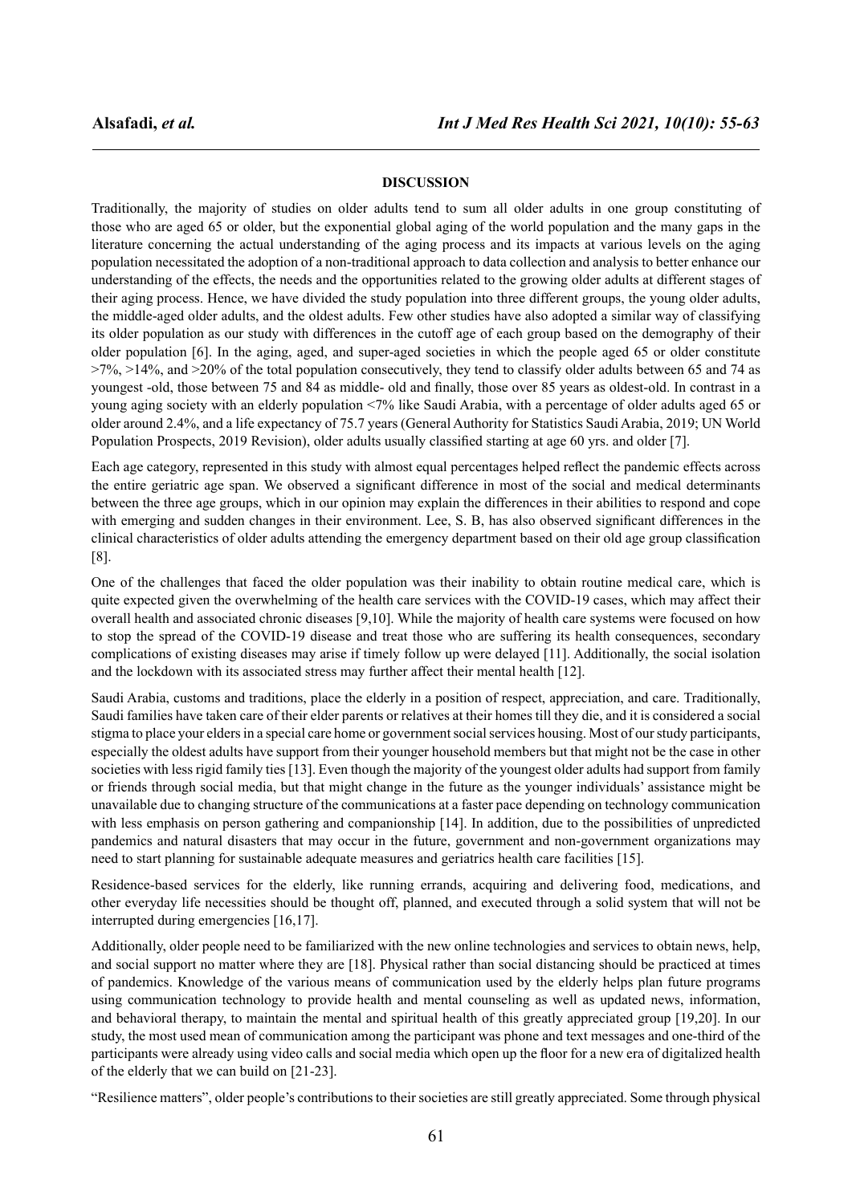## DISCUSSION

Traditionally, the majority of studies on older adults tend to sum all older adults in one group constituting of those who are aged 65 or older, but the exponential global aging of the world population and the many gaps in the literature concerning the actual understanding of the aging process and its impacts at various levels on the aging population necessitated the adoption of a non-traditional approach to data collection and analysis to better enhance our understanding of the effects, the needs and the opportunities related to the growing older adults at different stages of their aging process. Hence, we have divided the study population into three different groups, the young older adults, the middle-aged older adults, and the oldest adults. Few other studies have also adopted a similar way of classifying its older population as our study with differences in the cutoff age of each group based on the demography of their older population [6]. In the aging, aged, and super-aged societies in which the people aged 65 or older constitute >7%, >14%, and >20% of the total population consecutively, they tend to classify older adults between 65 and 74 as youngest -old, those between 75 and 84 as middle- old and finally, those over 85 years as oldest-old. In contrast in a young aging society with an elderly population <7% like Saudi Arabia, with a percentage of older adults aged 65 or older around 2.4%, and a life expectancy of 75.7 years (General Authority for Statistics Saudi Arabia, 2019; UN World Population Prospects, 2019 Revision), older adults usually classified starting at age 60 yrs. and older [7].

Each age category, represented in this study with almost equal percentages helped reflect the pandemic effects across the entire geriatric age span. We observed a significant difference in most of the social and medical determinants between the three age groups, which in our opinion may explain the differences in their abilities to respond and cope with emerging and sudden changes in their environment. Lee, S. B, has also observed significant differences in the clinical characteristics of older adults attending the emergency department based on their old age group classification [8].

One of the challenges that faced the older population was their inability to obtain routine medical care, which is quite expected given the overwhelming of the health care services with the COVID-19 cases, which may affect their overall health and associated chronic diseases [9,10]. While the majority of health care systems were focused on how to stop the spread of the COVID-19 disease and treat those who are suffering its health consequences, secondary complications of existing diseases may arise if timely follow up were delayed [11]. Additionally, the social isolation and the lockdown with its associated stress may further affect their mental health [12].

Saudi Arabia, customs and traditions, place the elderly in a position of respect, appreciation, and care. Traditionally, Saudi families have taken care of their elder parents or relatives at their homes till they die, and it is considered a social stigma to place your elders in a special care home or government social services housing. Most of our study participants, especially the oldest adults have support from their younger household members but that might not be the case in other societies with less rigid family ties [13]. Even though the majority of the youngest older adults had support from family or friends through social media, but that might change in the future as the younger individuals' assistance might be unavailable due to changing structure of the communications at a faster pace depending on technology communication with less emphasis on person gathering and companionship [14]. In addition, due to the possibilities of unpredicted pandemics and natural disasters that may occur in the future, government and non-government organizations may need to start planning for sustainable adequate measures and geriatrics health care facilities [15].

Residence-based services for the elderly, like running errands, acquiring and delivering food, medications, and other everyday life necessities should be thought off, planned, and executed through a solid system that will not be interrupted during emergencies [16,17].

Additionally, older people need to be familiarized with the new online technologies and services to obtain news, help, and social support no matter where they are [18]. Physical rather than social distancing should be practiced at times of pandemics. Knowledge of the various means of communication used by the elderly helps plan future programs using communication technology to provide health and mental counseling as well as updated news, information, and behavioral therapy, to maintain the mental and spiritual health of this greatly appreciated group [19,20]. In our study, the most used mean of communication among the participant was phone and text messages and one-third of the participants were already using video calls and social media which open up the floor for a new era of digitalized health of the elderly that we can build on [21-23].

"Resilience matters", older people's contributions to their societies are still greatly appreciated. Some through physical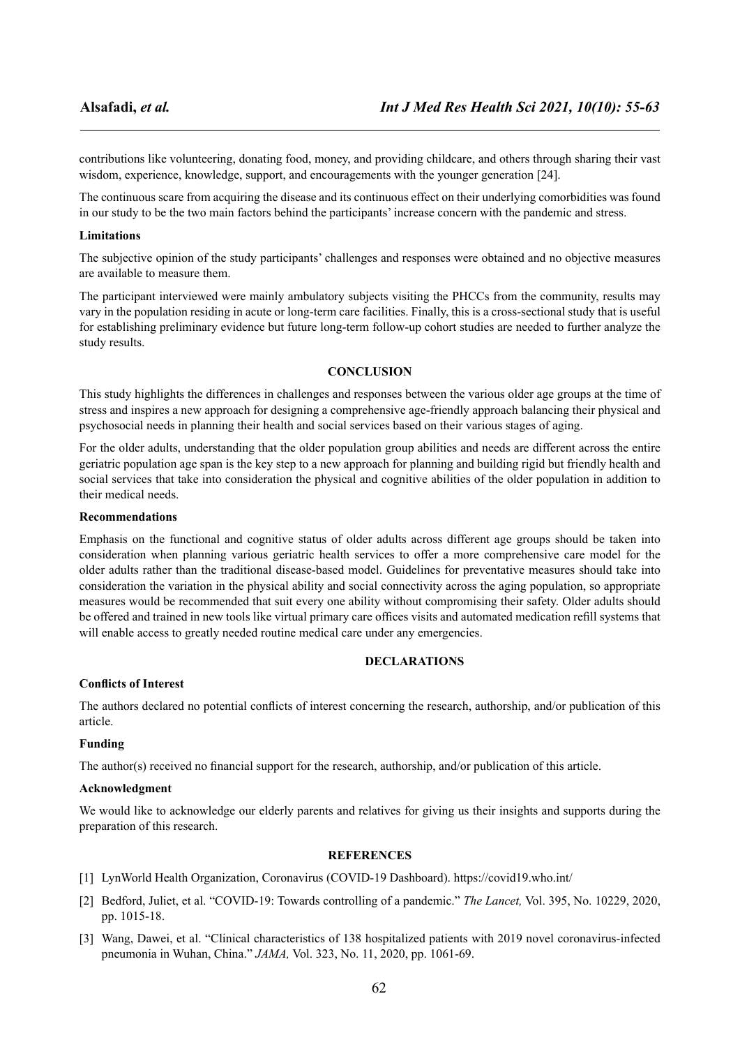contributions like volunteering, donating food, money, and providing childcare, and others through sharing their vast wisdom, experience, knowledge, support, and encouragements with the younger generation [24].

The continuous scare from acquiring the disease and its continuous effect on their underlying comorbidities was found in our study to be the two main factors behind the participants' increase concern with the pandemic and stress.

**Limitations**

The subjective opinion of the study participants' challenges and responses were obtained and no objective measures are available to measure them.

The participant interviewed were mainly ambulatory subjects visiting the PHCCs from the community, results may vary in the population residing in acute or long-term care facilities. Finally, this is a cross-sectional study that is useful for establishing preliminary evidence but future long-term follow-up cohort studies are needed to further analyze the study results.

## CONCLUSION

This study highlights the differences in challenges and responses between the various older age groups at the time of stress and inspires a new approach for designing a comprehensive age-friendly approach balancing their physical and psychosocial needs in planning their health and social services based on their various stages of aging.

For the older adults, understanding that the older population group abilities and needs are different across the entire geriatric population age span is the key step to a new approach for planning and building rigid but friendly health and social services that take into consideration the physical and cognitive abilities of the older population in addition to their medical needs.

**Recommendations**

Emphasis on the functional and cognitive status of older adults across different age groups should be taken into consideration when planning various geriatric health services to offer a more comprehensive care model for the older adults rather than the traditional disease-based model. Guidelines for preventative measures should take into consideration the variation in the physical ability and social connectivity across the aging population, so appropriate measures would be recommended that suit every one ability without compromising their safety. Older adults should be offered and trained in new tools like virtual primary care offices visits and automated medication refill systems that will enable access to greatly needed routine medical care under any emergencies.

## DECLARATIONS

**Conflicts of Interest**

The authors declared no potential conflicts of interest concerning the research, authorship, and/or publication of this article.

**Funding**

The author(s) received no financial support for the research, authorship, and/or publication of this article.

**Acknowledgment**

We would like to acknowledge our elderly parents and relatives for giving us their insights and supports during the preparation of this research.

## REFERENCES

[1] LynWorld Health Organization, Coronavirus (COVID-19 Dashboard). https://covid19.who.int/

[2] Bedford, Juliet, et al. "COVID-19: Towards controlling of a pandemic." *The Lancet,* Vol. 395, No. 10229, 2020, pp. 1015-18.

[3] Wang, Dawei, et al. "Clinical characteristics of 138 hospitalized patients with 2019 novel coronavirus-infected pneumonia in Wuhan, China." *JAMA,* Vol. 323, No. 11, 2020, pp. 1061-69.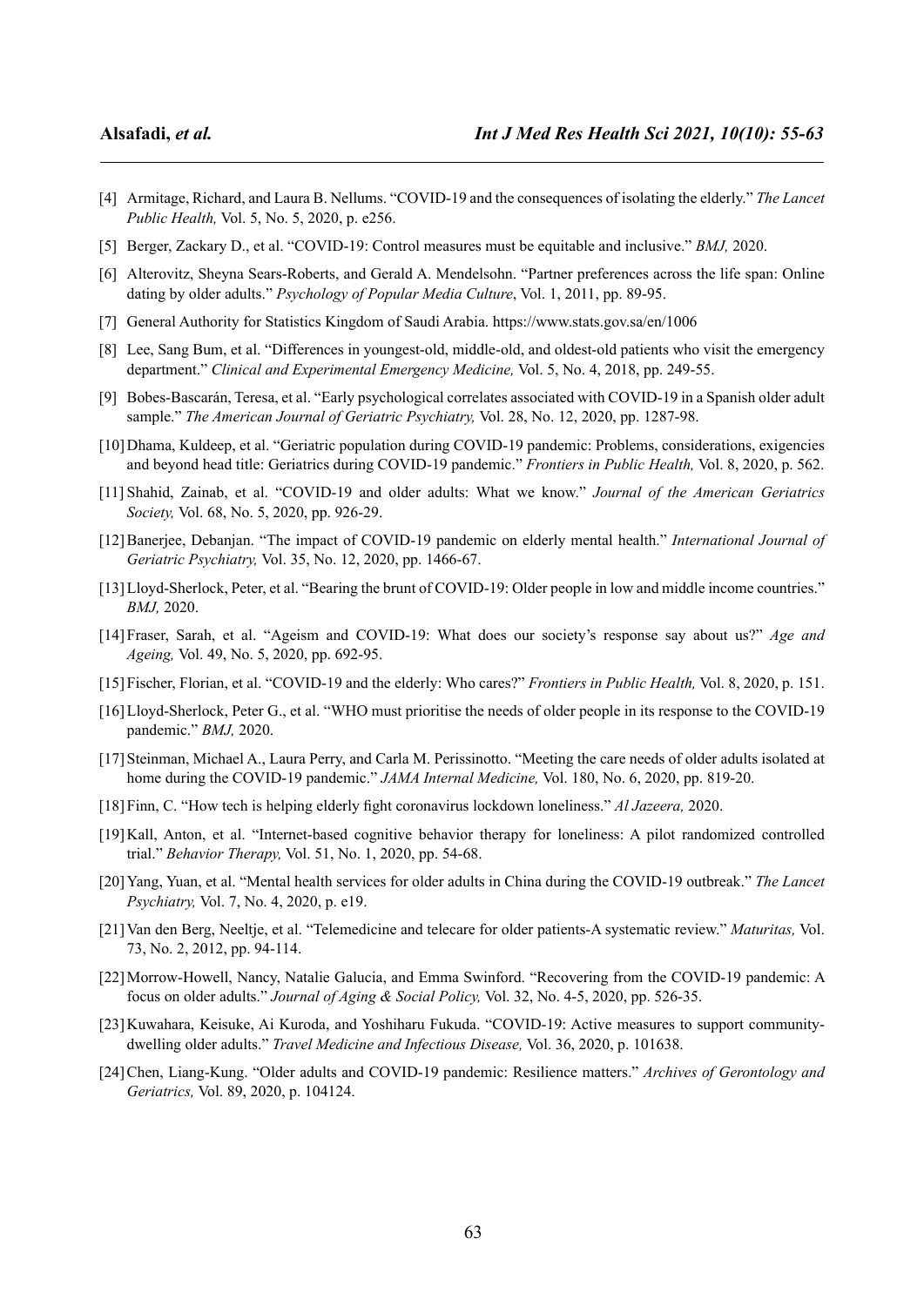[4] Armitage, Richard, and Laura B. Nellums. "COVID-19 and the consequences of isolating the elderly." *The Lancet Public Health,* Vol. 5, No. 5, 2020, p. e256.

[5] Berger, Zackary D., et al. "COVID-19: Control measures must be equitable and inclusive." *BMJ,* 2020.

[6] Alterovitz, Sheyna Sears-Roberts, and Gerald A. Mendelsohn. "Partner preferences across the life span: Online dating by older adults." *Psychology of Popular Media Culture*, Vol. 1, 2011, pp. 89-95.

[7] General Authority for Statistics Kingdom of Saudi Arabia. https://www.stats.gov.sa/en/1006

[8] Lee, Sang Bum, et al. "Differences in youngest-old, middle-old, and oldest-old patients who visit the emergency department." *Clinical and Experimental Emergency Medicine,* Vol. 5, No. 4, 2018, pp. 249-55.

[9] Bobes-Bascarán, Teresa, et al. "Early psychological correlates associated with COVID-19 in a Spanish older adult sample." *The American Journal of Geriatric Psychiatry,* Vol. 28, No. 12, 2020, pp. 1287-98.

[10] Dhama, Kuldeep, et al. "Geriatric population during COVID-19 pandemic: Problems, considerations, exigencies and beyond head title: Geriatrics during COVID-19 pandemic." *Frontiers in Public Health,* Vol. 8, 2020, p. 562.

[11] Shahid, Zainab, et al. "COVID-19 and older adults: What we know." *Journal of the American Geriatrics Society,* Vol. 68, No. 5, 2020, pp. 926-29.

[12] Banerjee, Debanjan. "The impact of COVID-19 pandemic on elderly mental health." *International Journal of Geriatric Psychiatry,* Vol. 35, No. 12, 2020, pp. 1466-67.

[13] Lloyd-Sherlock, Peter, et al. "Bearing the brunt of COVID-19: Older people in low and middle income countries." *BMJ,* 2020.

[14] Fraser, Sarah, et al. "Ageism and COVID-19: What does our society's response say about us?" *Age and Ageing,* Vol. 49, No. 5, 2020, pp. 692-95.

[15] Fischer, Florian, et al. "COVID-19 and the elderly: Who cares?" *Frontiers in Public Health,* Vol. 8, 2020, p. 151.

[16] Lloyd-Sherlock, Peter G., et al. "WHO must prioritise the needs of older people in its response to the COVID-19 pandemic." *BMJ,* 2020.

[17] Steinman, Michael A., Laura Perry, and Carla M. Perissinotto. "Meeting the care needs of older adults isolated at home during the COVID-19 pandemic." *JAMA Internal Medicine,* Vol. 180, No. 6, 2020, pp. 819-20.

[18] Finn, C. "How tech is helping elderly fight coronavirus lockdown loneliness." *Al Jazeera,* 2020.

[19] Kall, Anton, et al. "Internet-based cognitive behavior therapy for loneliness: A pilot randomized controlled trial." *Behavior Therapy,* Vol. 51, No. 1, 2020, pp. 54-68.

[20] Yang, Yuan, et al. "Mental health services for older adults in China during the COVID-19 outbreak." *The Lancet Psychiatry,* Vol. 7, No. 4, 2020, p. e19.

[21] Van den Berg, Neeltje, et al. "Telemedicine and telecare for older patients-A systematic review." *Maturitas,* Vol. 73, No. 2, 2012, pp. 94-114.

[22] Morrow-Howell, Nancy, Natalie Galucia, and Emma Swinford. "Recovering from the COVID-19 pandemic: A focus on older adults." *Journal of Aging & Social Policy,* Vol. 32, No. 4-5, 2020, pp. 526-35.

[23] Kuwahara, Keisuke, Ai Kuroda, and Yoshiharu Fukuda. "COVID-19: Active measures to support community-dwelling older adults." *Travel Medicine and Infectious Disease,* Vol. 36, 2020, p. 101638.

[24] Chen, Liang-Kung. "Older adults and COVID-19 pandemic: Resilience matters." *Archives of Gerontology and Geriatrics,* Vol. 89, 2020, p. 104124.